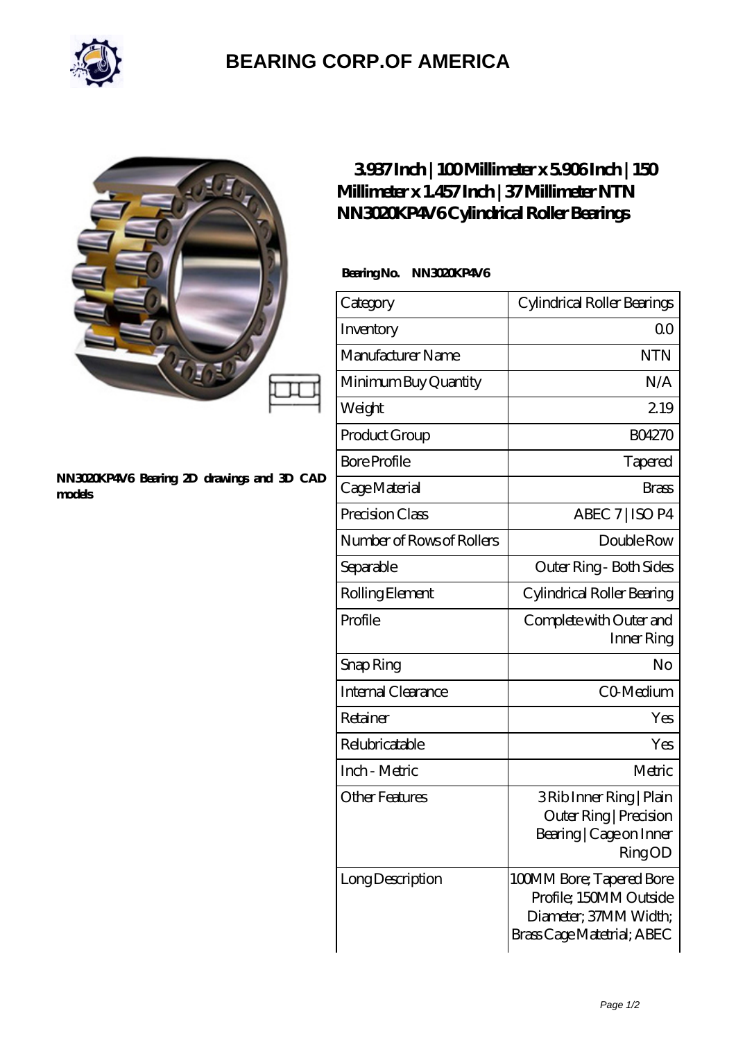# BEARING CORP.OF AMERICA

NN3020KP4V6 Bearing 2D drawings and 3D CAD models

## 3.937 Inch | 100 Millimeter x 5.906 Inch | 150 Millimeter x 1.457 Inch | 37 Millimeter NTN NN3020KP4V6 Cylindrical Roller Bearings

**Bearing No. NN3020KP4V6**

| Category | Cylindrical Roller Bearings |
| --- | --- |
| Inventory | 0.0 |
| Manufacturer Name | NTN |
| Minimum Buy Quantity | N/A |
| Weight | 2.19 |
| Product Group | B04270 |
| Bore Profile | Tapered |
| Cage Material | Brass |
| Precision Class | ABEC 7 \| ISO P4 |
| Number of Rows of Rollers | Double Row |
| Separable | Outer Ring - Both Sides |
| Rolling Element | Cylindrical Roller Bearing |
| Profile | Complete with Outer and Inner Ring |
| Snap Ring | No |
| Internal Clearance | C0-Medium |
| Retainer | Yes |
| Relubricatable | Yes |
| Inch - Metric | Metric |
| Other Features | 3 Rib Inner Ring \| Plain Outer Ring \| Precision Bearing \| Cage on Inner Ring OD |
| Long Description | 100MM Bore; Tapered Bore Profile; 150MM Outside Diameter; 37MM Width; Brass Cage Matetrial; ABEC |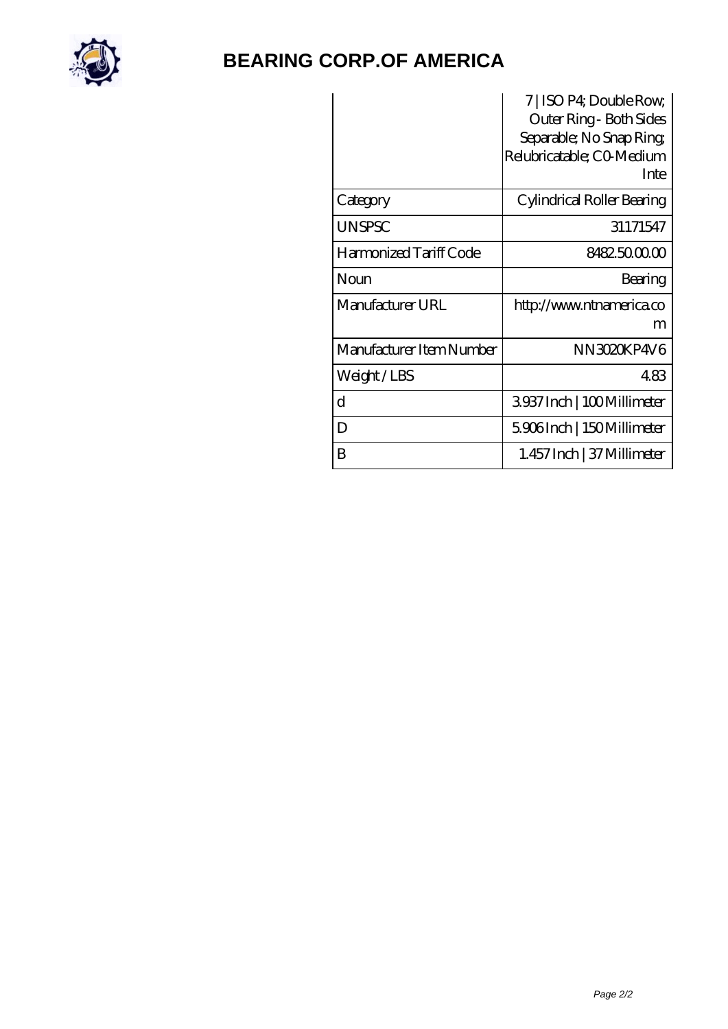| | |
|---|---|
| | 7 \| ISO P4; Double Row; Outer Ring - Both Sides Separable; No Snap Ring; Relubricatable; C0-Medium Inte |
| Category | Cylindrical Roller Bearing |
| UNSPSC | 31171547 |
| Harmonized Tariff Code | 8482.50.00.00 |
| Noun | Bearing |
| Manufacturer URL | http://www.ntnamerica.com |
| Manufacturer Item Number | NN3020KP4V6 |
| Weight / LBS | 4.83 |
| d | 3.937 Inch \| 100 Millimeter |
| D | 5.906 Inch \| 150 Millimeter |
| B | 1.457 Inch \| 37 Millimeter |